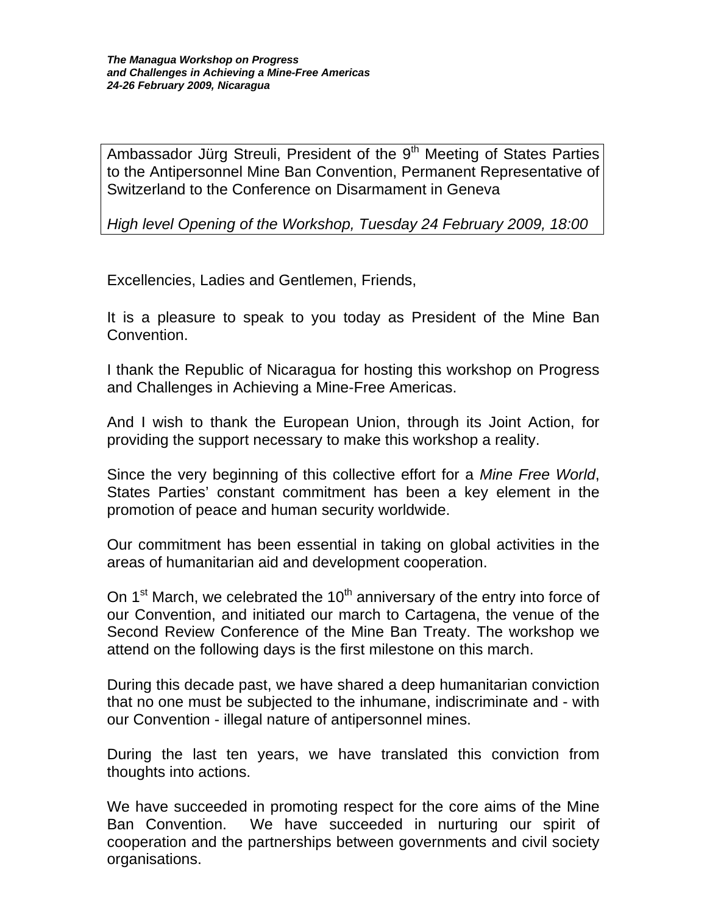***The Managua Workshop on Progress and Challenges in Achieving a Mine-Free Americas 24-26 February 2009, Nicaragua***

Ambassador Jürg Streuli, President of the 9th Meeting of States Parties to the Antipersonnel Mine Ban Convention, Permanent Representative of Switzerland to the Conference on Disarmament in Geneva

*High level Opening of the Workshop, Tuesday 24 February 2009, 18:00*

Excellencies, Ladies and Gentlemen, Friends,

It is a pleasure to speak to you today as President of the Mine Ban Convention.

I thank the Republic of Nicaragua for hosting this workshop on Progress and Challenges in Achieving a Mine-Free Americas.

And I wish to thank the European Union, through its Joint Action, for providing the support necessary to make this workshop a reality.

Since the very beginning of this collective effort for a *Mine Free World*, States Parties' constant commitment has been a key element in the promotion of peace and human security worldwide.

Our commitment has been essential in taking on global activities in the areas of humanitarian aid and development cooperation.

On 1st March, we celebrated the 10th anniversary of the entry into force of our Convention, and initiated our march to Cartagena, the venue of the Second Review Conference of the Mine Ban Treaty. The workshop we attend on the following days is the first milestone on this march.

During this decade past, we have shared a deep humanitarian conviction that no one must be subjected to the inhumane, indiscriminate and - with our Convention - illegal nature of antipersonnel mines.

During the last ten years, we have translated this conviction from thoughts into actions.

We have succeeded in promoting respect for the core aims of the Mine Ban Convention. We have succeeded in nurturing our spirit of cooperation and the partnerships between governments and civil society organisations.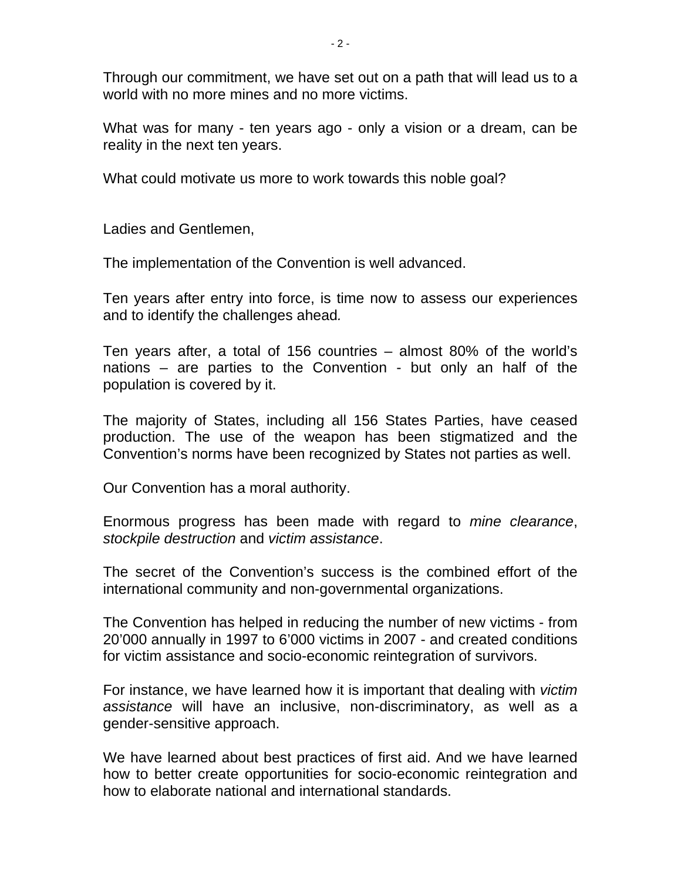Through our commitment, we have set out on a path that will lead us to a world with no more mines and no more victims.

What was for many - ten years ago - only a vision or a dream, can be reality in the next ten years.

What could motivate us more to work towards this noble goal?

Ladies and Gentlemen,

The implementation of the Convention is well advanced.

Ten years after entry into force, is time now to assess our experiences and to identify the challenges ahead*.*

Ten years after, a total of 156 countries – almost 80% of the world's nations – are parties to the Convention - but only an half of the population is covered by it.

The majority of States, including all 156 States Parties, have ceased production. The use of the weapon has been stigmatized and the Convention's norms have been recognized by States not parties as well.

Our Convention has a moral authority.

Enormous progress has been made with regard to *mine clearance*, *stockpile destruction* and *victim assistance*.

The secret of the Convention's success is the combined effort of the international community and non-governmental organizations.

The Convention has helped in reducing the number of new victims - from 20'000 annually in 1997 to 6'000 victims in 2007 - and created conditions for victim assistance and socio-economic reintegration of survivors.

For instance, we have learned how it is important that dealing with *victim assistance* will have an inclusive, non-discriminatory, as well as a gender-sensitive approach.

We have learned about best practices of first aid. And we have learned how to better create opportunities for socio-economic reintegration and how to elaborate national and international standards.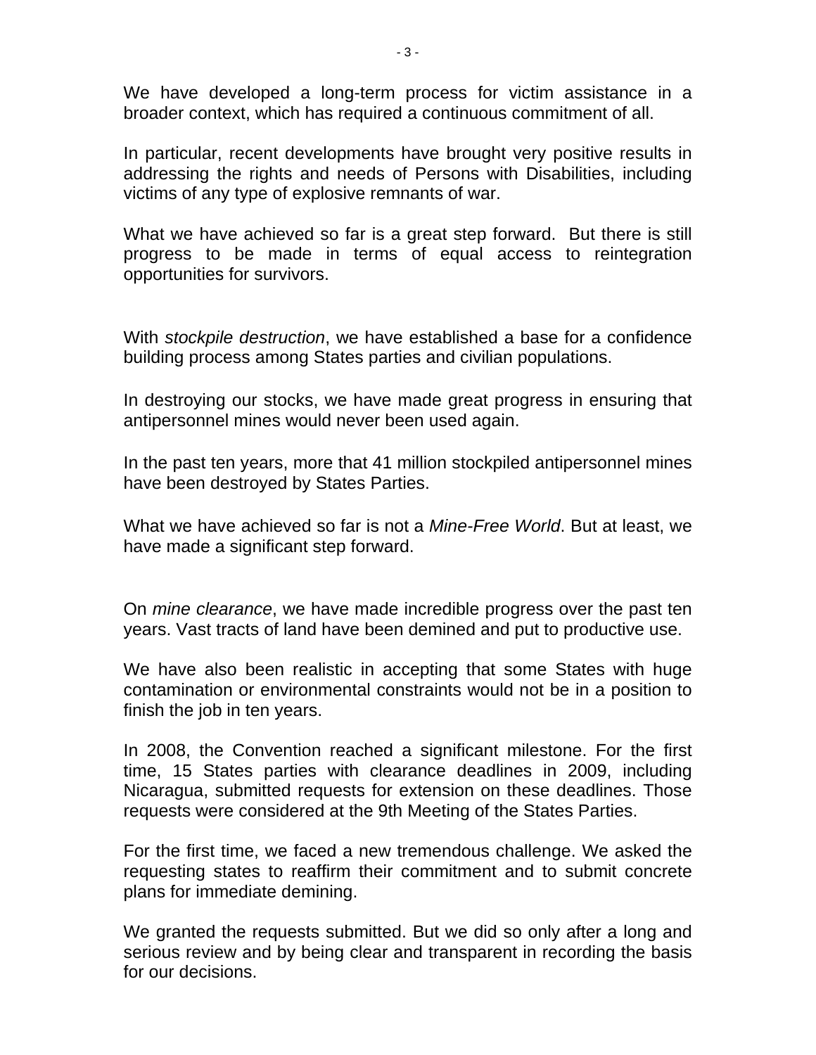We have developed a long-term process for victim assistance in a broader context, which has required a continuous commitment of all.

In particular, recent developments have brought very positive results in addressing the rights and needs of Persons with Disabilities, including victims of any type of explosive remnants of war.

What we have achieved so far is a great step forward. But there is still progress to be made in terms of equal access to reintegration opportunities for survivors.

With *stockpile destruction*, we have established a base for a confidence building process among States parties and civilian populations.

In destroying our stocks, we have made great progress in ensuring that antipersonnel mines would never been used again.

In the past ten years, more that 41 million stockpiled antipersonnel mines have been destroyed by States Parties.

What we have achieved so far is not a *Mine-Free World*. But at least, we have made a significant step forward.

On *mine clearance*, we have made incredible progress over the past ten years. Vast tracts of land have been demined and put to productive use.

We have also been realistic in accepting that some States with huge contamination or environmental constraints would not be in a position to finish the job in ten years.

In 2008, the Convention reached a significant milestone. For the first time, 15 States parties with clearance deadlines in 2009, including Nicaragua, submitted requests for extension on these deadlines. Those requests were considered at the 9th Meeting of the States Parties.

For the first time, we faced a new tremendous challenge. We asked the requesting states to reaffirm their commitment and to submit concrete plans for immediate demining.

We granted the requests submitted. But we did so only after a long and serious review and by being clear and transparent in recording the basis for our decisions.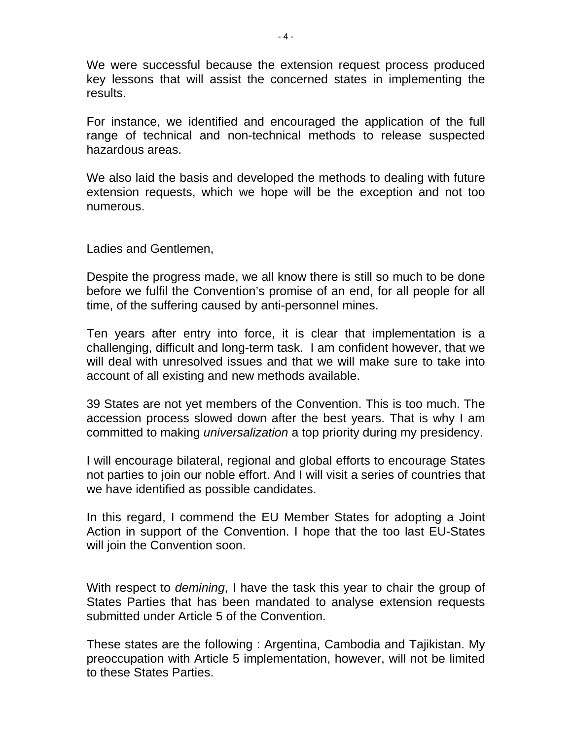We were successful because the extension request process produced key lessons that will assist the concerned states in implementing the results.

For instance, we identified and encouraged the application of the full range of technical and non-technical methods to release suspected hazardous areas.

We also laid the basis and developed the methods to dealing with future extension requests, which we hope will be the exception and not too numerous.

Ladies and Gentlemen,

Despite the progress made, we all know there is still so much to be done before we fulfil the Convention's promise of an end, for all people for all time, of the suffering caused by anti-personnel mines.

Ten years after entry into force, it is clear that implementation is a challenging, difficult and long-term task. I am confident however, that we will deal with unresolved issues and that we will make sure to take into account of all existing and new methods available.

39 States are not yet members of the Convention. This is too much. The accession process slowed down after the best years. That is why I am committed to making *universalization* a top priority during my presidency.

I will encourage bilateral, regional and global efforts to encourage States not parties to join our noble effort. And I will visit a series of countries that we have identified as possible candidates.

In this regard, I commend the EU Member States for adopting a Joint Action in support of the Convention. I hope that the too last EU-States will join the Convention soon.

With respect to *demining*, I have the task this year to chair the group of States Parties that has been mandated to analyse extension requests submitted under Article 5 of the Convention.

These states are the following : Argentina, Cambodia and Tajikistan. My preoccupation with Article 5 implementation, however, will not be limited to these States Parties.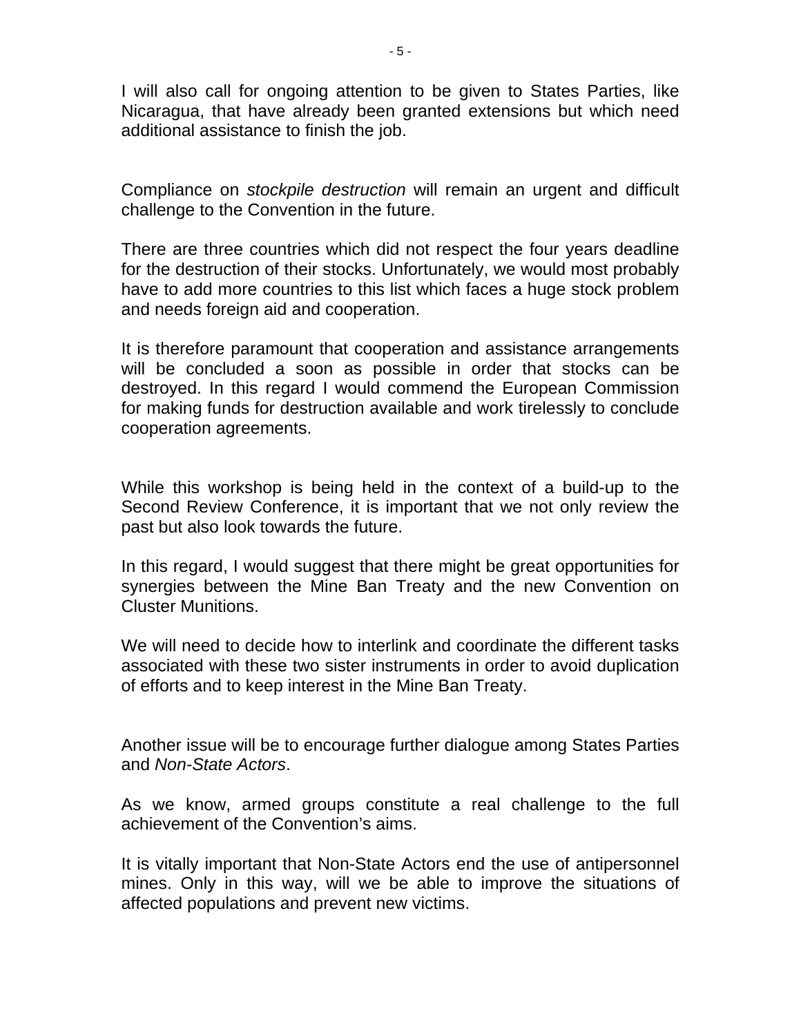I will also call for ongoing attention to be given to States Parties, like Nicaragua, that have already been granted extensions but which need additional assistance to finish the job.

Compliance on *stockpile destruction* will remain an urgent and difficult challenge to the Convention in the future.

There are three countries which did not respect the four years deadline for the destruction of their stocks. Unfortunately, we would most probably have to add more countries to this list which faces a huge stock problem and needs foreign aid and cooperation.

It is therefore paramount that cooperation and assistance arrangements will be concluded a soon as possible in order that stocks can be destroyed. In this regard I would commend the European Commission for making funds for destruction available and work tirelessly to conclude cooperation agreements.

While this workshop is being held in the context of a build-up to the Second Review Conference, it is important that we not only review the past but also look towards the future.

In this regard, I would suggest that there might be great opportunities for synergies between the Mine Ban Treaty and the new Convention on Cluster Munitions.

We will need to decide how to interlink and coordinate the different tasks associated with these two sister instruments in order to avoid duplication of efforts and to keep interest in the Mine Ban Treaty.

Another issue will be to encourage further dialogue among States Parties and *Non-State Actors*.

As we know, armed groups constitute a real challenge to the full achievement of the Convention's aims.

It is vitally important that Non-State Actors end the use of antipersonnel mines. Only in this way, will we be able to improve the situations of affected populations and prevent new victims.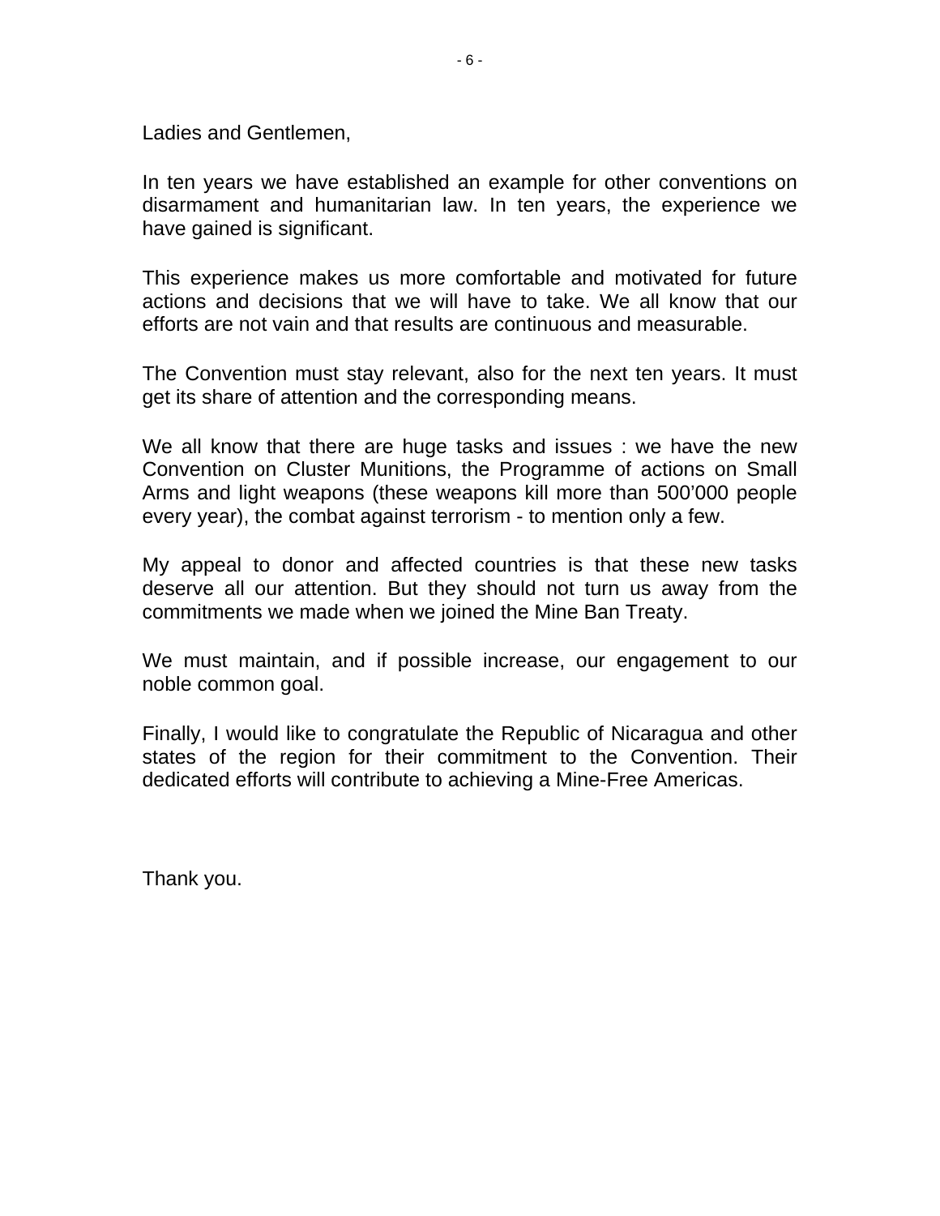Ladies and Gentlemen,

In ten years we have established an example for other conventions on disarmament and humanitarian law. In ten years, the experience we have gained is significant.

This experience makes us more comfortable and motivated for future actions and decisions that we will have to take. We all know that our efforts are not vain and that results are continuous and measurable.

The Convention must stay relevant, also for the next ten years. It must get its share of attention and the corresponding means.

We all know that there are huge tasks and issues : we have the new Convention on Cluster Munitions, the Programme of actions on Small Arms and light weapons (these weapons kill more than 500'000 people every year), the combat against terrorism - to mention only a few.

My appeal to donor and affected countries is that these new tasks deserve all our attention. But they should not turn us away from the commitments we made when we joined the Mine Ban Treaty.

We must maintain, and if possible increase, our engagement to our noble common goal.

Finally, I would like to congratulate the Republic of Nicaragua and other states of the region for their commitment to the Convention. Their dedicated efforts will contribute to achieving a Mine-Free Americas.

Thank you.